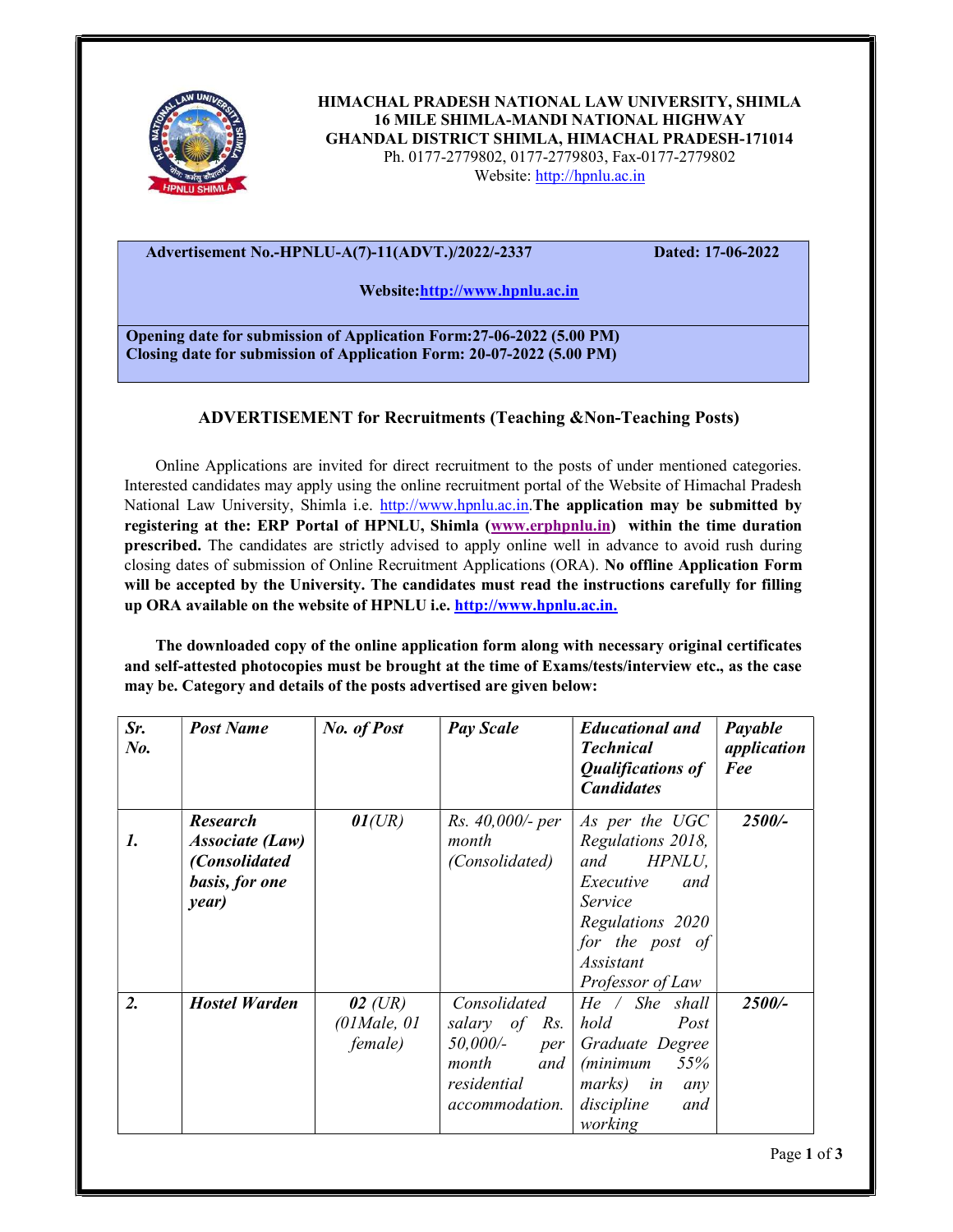**HIMACHAL PRADESH NATIONAL LAW UNIVERSITY, SHIMLA**
**16 MILE SHIMLA-MANDI NATIONAL HIGHWAY**
**GHANDAL DISTRICT SHIMLA, HIMACHAL PRADESH-171014**
Ph. 0177-2779802, 0177-2779803, Fax-0177-2779802
Website: http://hpnlu.ac.in

**Advertisement No.-HPNLU-A(7)-11(ADVT.)/2022/-2337** **Dated: 17-06-2022**

**Website:http://www.hpnlu.ac.in**

**Opening date for submission of Application Form:27-06-2022 (5.00 PM)**
**Closing date for submission of Application Form: 20-07-2022 (5.00 PM)**

## ADVERTISEMENT for Recruitments (Teaching &Non-Teaching Posts)

Online Applications are invited for direct recruitment to the posts of under mentioned categories. Interested candidates may apply using the online recruitment portal of the Website of Himachal Pradesh National Law University, Shimla i.e. http://www.hpnlu.ac.in.**The application may be submitted by registering at the: ERP Portal of HPNLU, Shimla (www.erphpnlu.in) within the time duration prescribed.** The candidates are strictly advised to apply online well in advance to avoid rush during closing dates of submission of Online Recruitment Applications (ORA). **No offline Application Form will be accepted by the University. The candidates must read the instructions carefully for filling up ORA available on the website of HPNLU i.e. http://www.hpnlu.ac.in.**

**The downloaded copy of the online application form along with necessary original certificates and self-attested photocopies must be brought at the time of Exams/tests/interview etc., as the case may be. Category and details of the posts advertised are given below:**

| *Sr. No.* | *Post Name* | *No. of Post* | *Pay Scale* | *Educational and Technical Qualifications of Candidates* | *Payable application Fee* |
|---|---|---|---|---|---|
| ***1.*** | ***Research Associate (Law) (Consolidated basis, for one year)*** | ***01****(UR)* | *Rs. 40,000/- per month (Consolidated)* | *As per the UGC Regulations 2018, and HPNLU, Executive and Service Regulations 2020 for the post of Assistant Professor of Law* | ***2500/-*** |
| ***2.*** | ***Hostel Warden*** | ***02*** *(UR) (01Male, 01 female)* | *Consolidated salary of Rs. 50,000/- per month and residential accommodation.* | *He / She shall hold Post Graduate Degree (minimum 55% marks) in any discipline and working* | ***2500/-*** |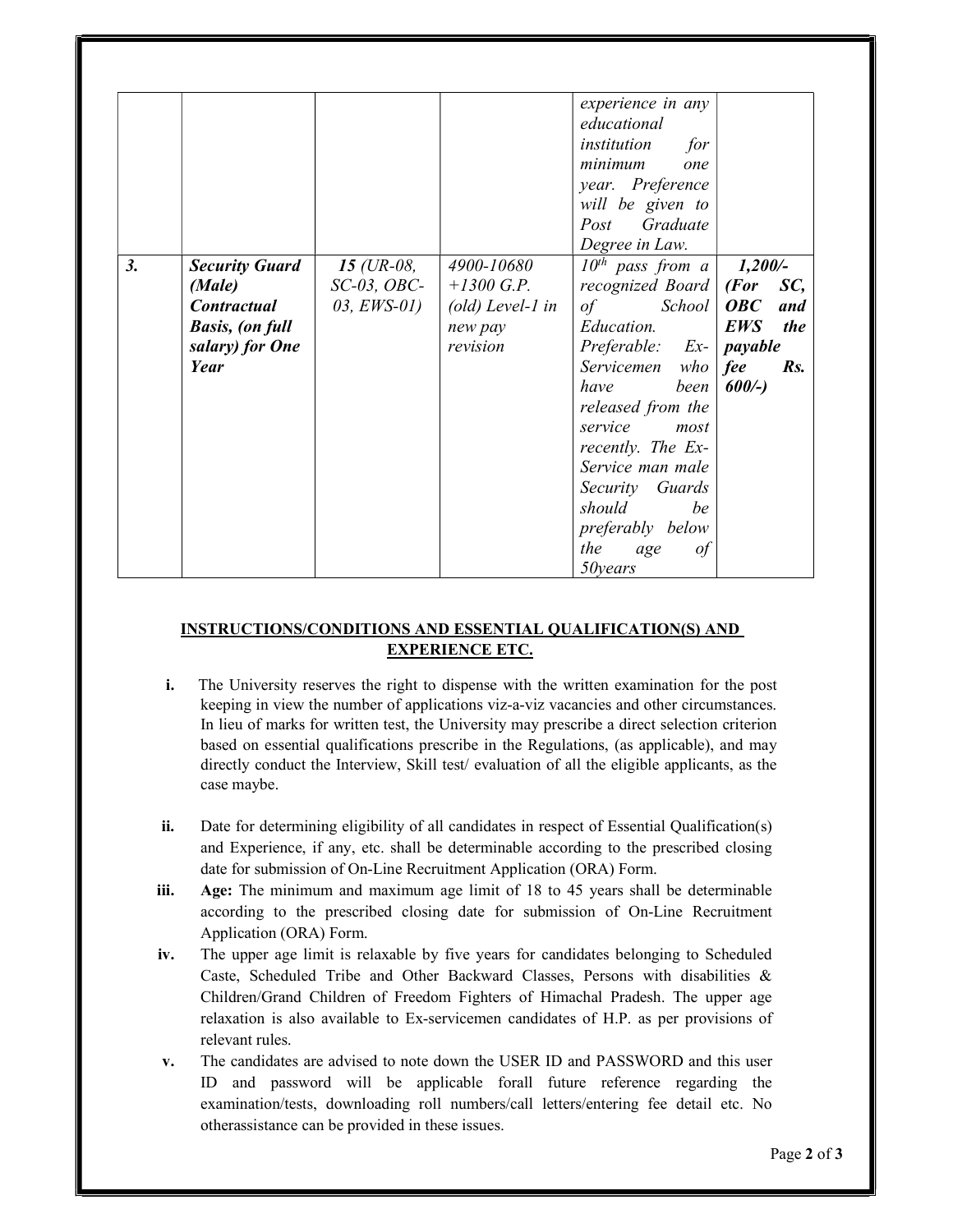| | | | | | |
|---|---|---|---|---|---|
| | | | | *experience in any educational institution for minimum one year. Preference will be given to Post Graduate Degree in Law.* | |
| ***3.*** | ***Security Guard (Male) Contractual Basis, (on full salary) for One Year*** | ***15*** *(UR-08, SC-03, OBC-03, EWS-01)* | *4900-10680 +1300 G.P. (old) Level-1 in new pay revision* | *10th pass from a recognized Board of School Education. Preferable: Ex-Servicemen who have been released from the service most recently. The Ex-Service man male Security Guards should be preferably below the age of 50years* | ***1,200/- (For SC, OBC and EWS the payable fee Rs. 600/-)*** |

## INSTRUCTIONS/CONDITIONS AND ESSENTIAL QUALIFICATION(S) AND EXPERIENCE ETC.

**i.** The University reserves the right to dispense with the written examination for the post keeping in view the number of applications viz-a-viz vacancies and other circumstances. In lieu of marks for written test, the University may prescribe a direct selection criterion based on essential qualifications prescribe in the Regulations, (as applicable), and may directly conduct the Interview, Skill test/ evaluation of all the eligible applicants, as the case maybe.

**ii.** Date for determining eligibility of all candidates in respect of Essential Qualification(s) and Experience, if any, etc. shall be determinable according to the prescribed closing date for submission of On-Line Recruitment Application (ORA) Form.

**iii.** **Age:** The minimum and maximum age limit of 18 to 45 years shall be determinable according to the prescribed closing date for submission of On-Line Recruitment Application (ORA) Form.

**iv.** The upper age limit is relaxable by five years for candidates belonging to Scheduled Caste, Scheduled Tribe and Other Backward Classes, Persons with disabilities & Children/Grand Children of Freedom Fighters of Himachal Pradesh. The upper age relaxation is also available to Ex-servicemen candidates of H.P. as per provisions of relevant rules.

**v.** The candidates are advised to note down the USER ID and PASSWORD and this user ID and password will be applicable forall future reference regarding the examination/tests, downloading roll numbers/call letters/entering fee detail etc. No otherassistance can be provided in these issues.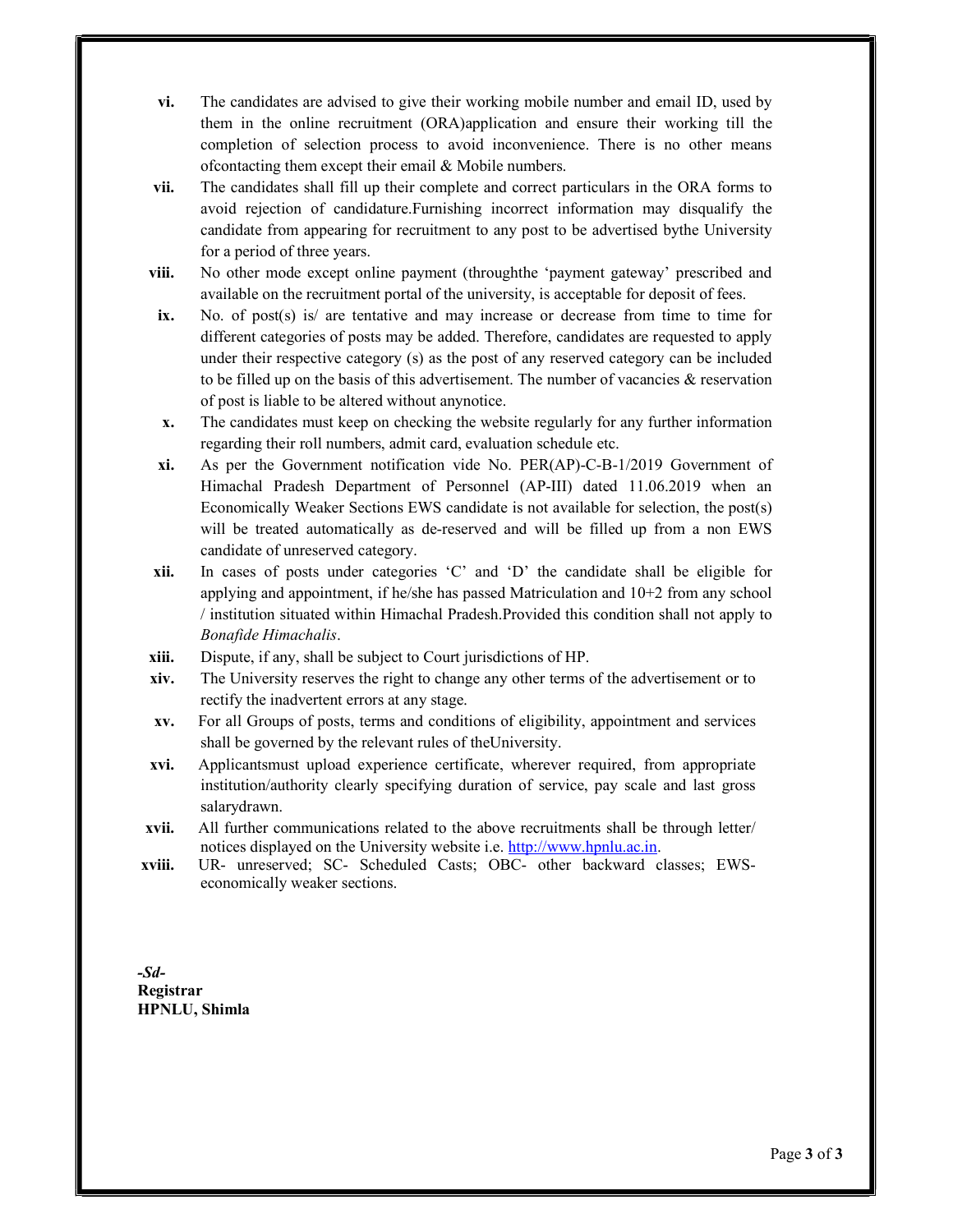vi. The candidates are advised to give their working mobile number and email ID, used by them in the online recruitment (ORA)application and ensure their working till the completion of selection process to avoid inconvenience. There is no other means ofcontacting them except their email & Mobile numbers.

vii. The candidates shall fill up their complete and correct particulars in the ORA forms to avoid rejection of candidature.Furnishing incorrect information may disqualify the candidate from appearing for recruitment to any post to be advertised bythe University for a period of three years.

viii. No other mode except online payment (throughthe 'payment gateway' prescribed and available on the recruitment portal of the university, is acceptable for deposit of fees.

ix. No. of post(s) is/ are tentative and may increase or decrease from time to time for different categories of posts may be added. Therefore, candidates are requested to apply under their respective category (s) as the post of any reserved category can be included to be filled up on the basis of this advertisement. The number of vacancies & reservation of post is liable to be altered without anynotice.

x. The candidates must keep on checking the website regularly for any further information regarding their roll numbers, admit card, evaluation schedule etc.

xi. As per the Government notification vide No. PER(AP)-C-B-1/2019 Government of Himachal Pradesh Department of Personnel (AP-III) dated 11.06.2019 when an Economically Weaker Sections EWS candidate is not available for selection, the post(s) will be treated automatically as de-reserved and will be filled up from a non EWS candidate of unreserved category.

xii. In cases of posts under categories 'C' and 'D' the candidate shall be eligible for applying and appointment, if he/she has passed Matriculation and 10+2 from any school / institution situated within Himachal Pradesh.Provided this condition shall not apply to *Bonafide Himachalis*.

xiii. Dispute, if any, shall be subject to Court jurisdictions of HP.

xiv. The University reserves the right to change any other terms of the advertisement or to rectify the inadvertent errors at any stage.

xv. For all Groups of posts, terms and conditions of eligibility, appointment and services shall be governed by the relevant rules of theUniversity.

xvi. Applicantsmust upload experience certificate, wherever required, from appropriate institution/authority clearly specifying duration of service, pay scale and last gross salarydrawn.

xvii. All further communications related to the above recruitments shall be through letter/ notices displayed on the University website i.e. http://www.hpnlu.ac.in.

xviii. UR- unreserved; SC- Scheduled Casts; OBC- other backward classes; EWS- economically weaker sections.

***-Sd-***
**Registrar**
**HPNLU, Shimla**